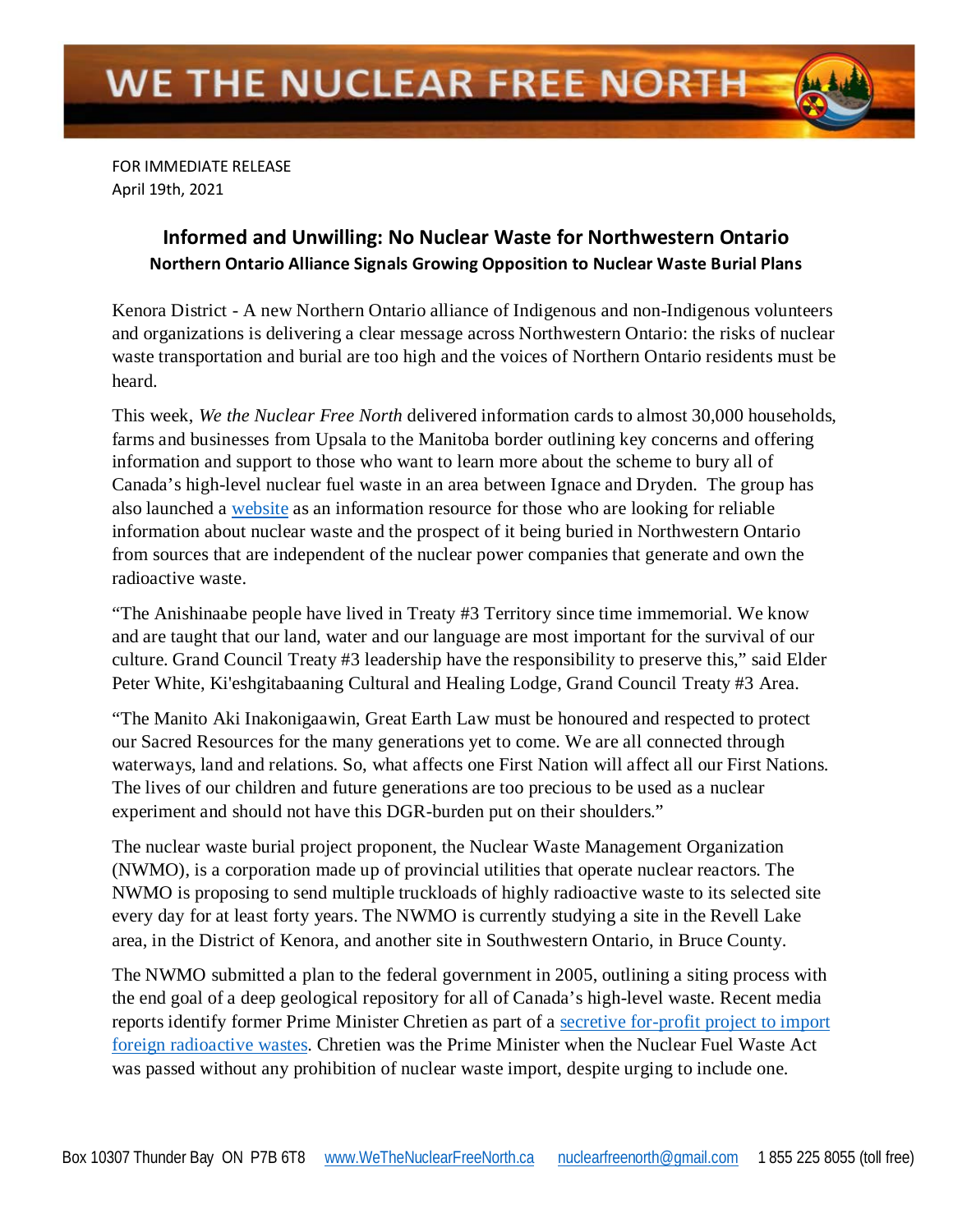# WE THE NUCLEAR FREE NORTH

FOR IMMEDIATE RELEASE
April 19th, 2021

## Informed and Unwilling: No Nuclear Waste for Northwestern Ontario

### Northern Ontario Alliance Signals Growing Opposition to Nuclear Waste Burial Plans

Kenora District - A new Northern Ontario alliance of Indigenous and non-Indigenous volunteers and organizations is delivering a clear message across Northwestern Ontario: the risks of nuclear waste transportation and burial are too high and the voices of Northern Ontario residents must be heard.

This week, *We the Nuclear Free North* delivered information cards to almost 30,000 households, farms and businesses from Upsala to the Manitoba border outlining key concerns and offering information and support to those who want to learn more about the scheme to bury all of Canada's high-level nuclear fuel waste in an area between Ignace and Dryden. The group has also launched a website as an information resource for those who are looking for reliable information about nuclear waste and the prospect of it being buried in Northwestern Ontario from sources that are independent of the nuclear power companies that generate and own the radioactive waste.

"The Anishinaabe people have lived in Treaty #3 Territory since time immemorial. We know and are taught that our land, water and our language are most important for the survival of our culture. Grand Council Treaty #3 leadership have the responsibility to preserve this," said Elder Peter White, Ki'eshgitabaaning Cultural and Healing Lodge, Grand Council Treaty #3 Area.

"The Manito Aki Inakonigaawin, Great Earth Law must be honoured and respected to protect our Sacred Resources for the many generations yet to come. We are all connected through waterways, land and relations. So, what affects one First Nation will affect all our First Nations. The lives of our children and future generations are too precious to be used as a nuclear experiment and should not have this DGR-burden put on their shoulders."

The nuclear waste burial project proponent, the Nuclear Waste Management Organization (NWMO), is a corporation made up of provincial utilities that operate nuclear reactors. The NWMO is proposing to send multiple truckloads of highly radioactive waste to its selected site every day for at least forty years. The NWMO is currently studying a site in the Revell Lake area, in the District of Kenora, and another site in Southwestern Ontario, in Bruce County.

The NWMO submitted a plan to the federal government in 2005, outlining a siting process with the end goal of a deep geological repository for all of Canada's high-level waste. Recent media reports identify former Prime Minister Chretien as part of a secretive for-profit project to import foreign radioactive wastes. Chretien was the Prime Minister when the Nuclear Fuel Waste Act was passed without any prohibition of nuclear waste import, despite urging to include one.

Box 10307 Thunder Bay ON P7B 6T8 www.WeTheNuclearFreeNorth.ca nuclearfreenorth@gmail.com 1 855 225 8055 (toll free)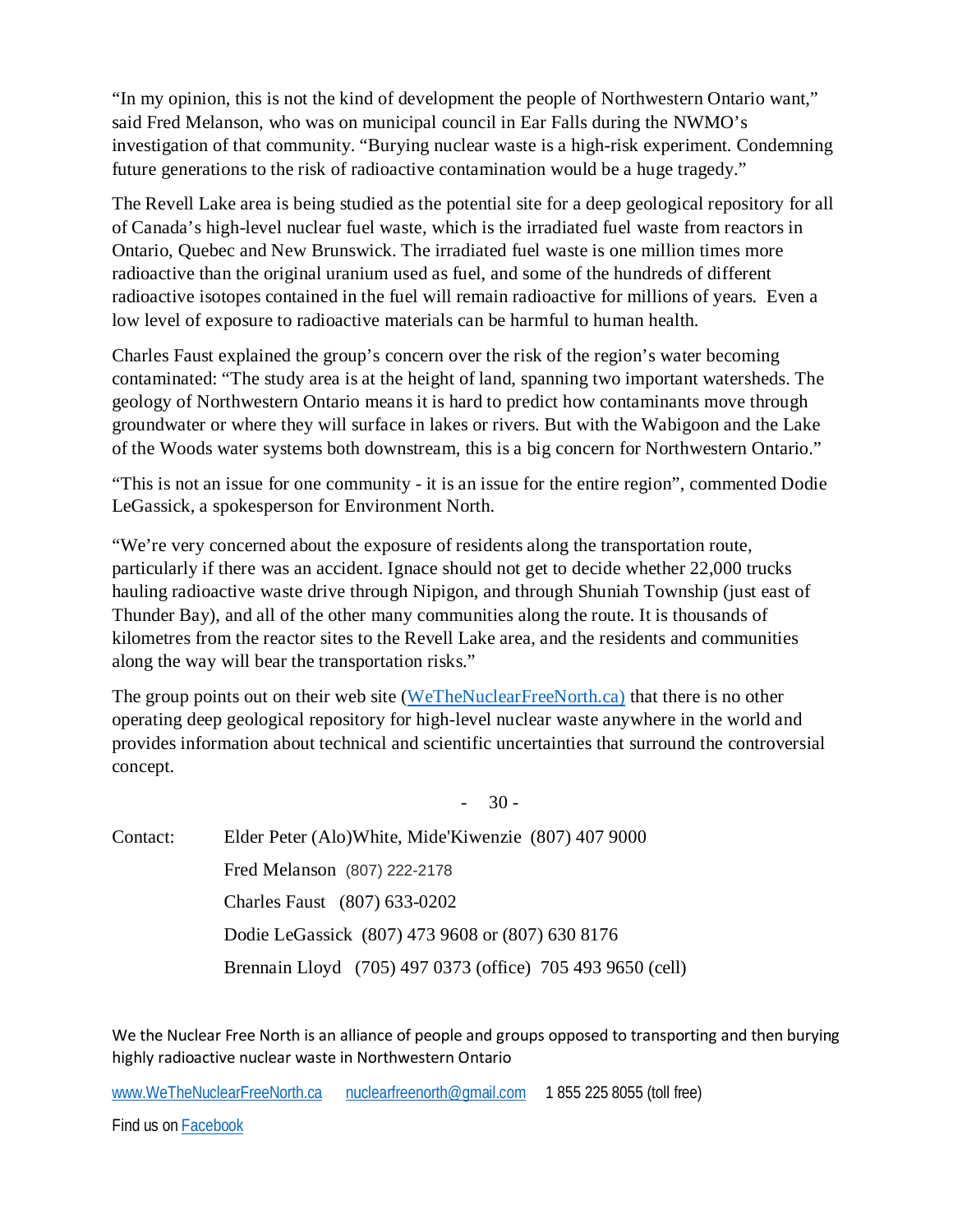"In my opinion, this is not the kind of development the people of Northwestern Ontario want," said Fred Melanson, who was on municipal council in Ear Falls during the NWMO's investigation of that community. "Burying nuclear waste is a high-risk experiment. Condemning future generations to the risk of radioactive contamination would be a huge tragedy."

The Revell Lake area is being studied as the potential site for a deep geological repository for all of Canada's high-level nuclear fuel waste, which is the irradiated fuel waste from reactors in Ontario, Quebec and New Brunswick. The irradiated fuel waste is one million times more radioactive than the original uranium used as fuel, and some of the hundreds of different radioactive isotopes contained in the fuel will remain radioactive for millions of years. Even a low level of exposure to radioactive materials can be harmful to human health.

Charles Faust explained the group's concern over the risk of the region's water becoming contaminated: "The study area is at the height of land, spanning two important watersheds. The geology of Northwestern Ontario means it is hard to predict how contaminants move through groundwater or where they will surface in lakes or rivers. But with the Wabigoon and the Lake of the Woods water systems both downstream, this is a big concern for Northwestern Ontario."

"This is not an issue for one community - it is an issue for the entire region", commented Dodie LeGassick, a spokesperson for Environment North.

"We're very concerned about the exposure of residents along the transportation route, particularly if there was an accident. Ignace should not get to decide whether 22,000 trucks hauling radioactive waste drive through Nipigon, and through Shuniah Township (just east of Thunder Bay), and all of the other many communities along the route. It is thousands of kilometres from the reactor sites to the Revell Lake area, and the residents and communities along the way will bear the transportation risks."

The group points out on their web site (WeTheNuclearFreeNorth.ca) that there is no other operating deep geological repository for high-level nuclear waste anywhere in the world and provides information about technical and scientific uncertainties that surround the controversial concept.

\- 30 -

Contact:

Elder Peter (Alo)White, Mide'Kiwenzie (807) 407 9000

Fred Melanson (807) 222-2178

Charles Faust (807) 633-0202

Dodie LeGassick (807) 473 9608 or (807) 630 8176

Brennain Lloyd (705) 497 0373 (office) 705 493 9650 (cell)

We the Nuclear Free North is an alliance of people and groups opposed to transporting and then burying highly radioactive nuclear waste in Northwestern Ontario

www.WeTheNuclearFreeNorth.ca nuclearfreenorth@gmail.com 1 855 225 8055 (toll free)

Find us on Facebook